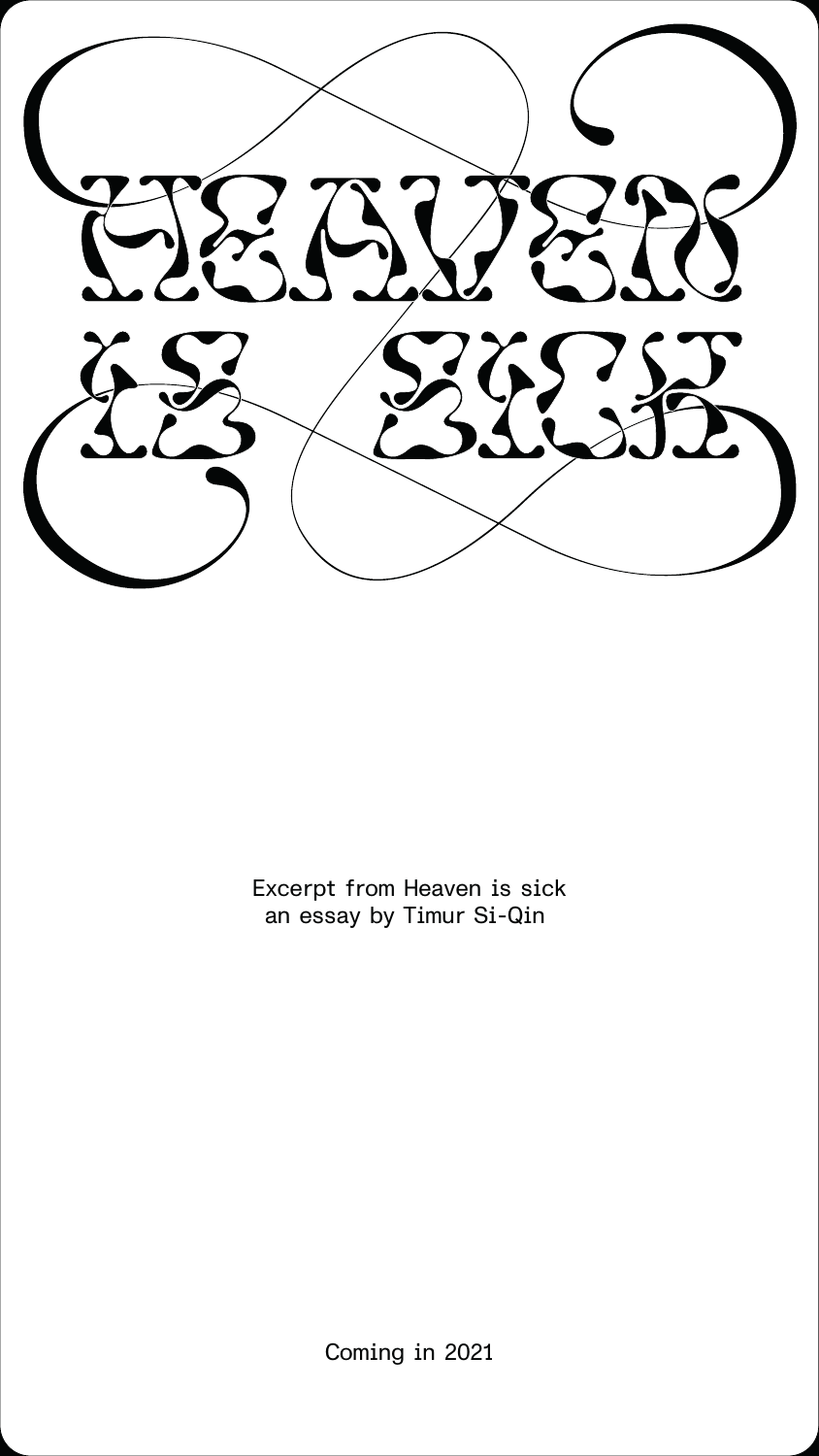# HEAVEN IS SICK

Excerpt from Heaven is sick
an essay by Timur Si-Qin

Coming in 2021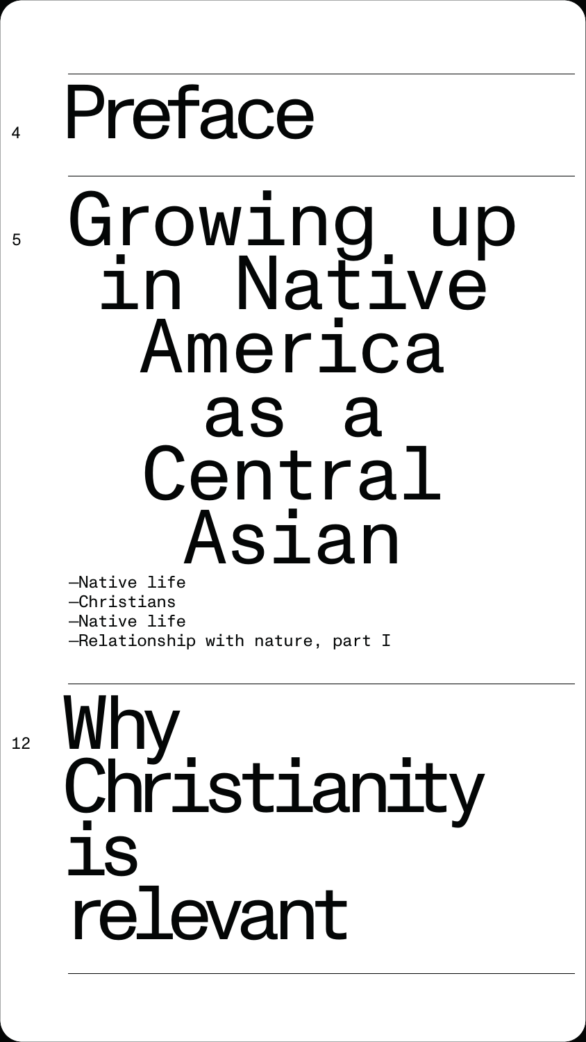# 4 Preface

# 5 Growing up in Native America as a Central Asian

- —Native life
- —Christians
- —Native life
- —Relationship with nature, part I

# 12 Why Christianity is relevant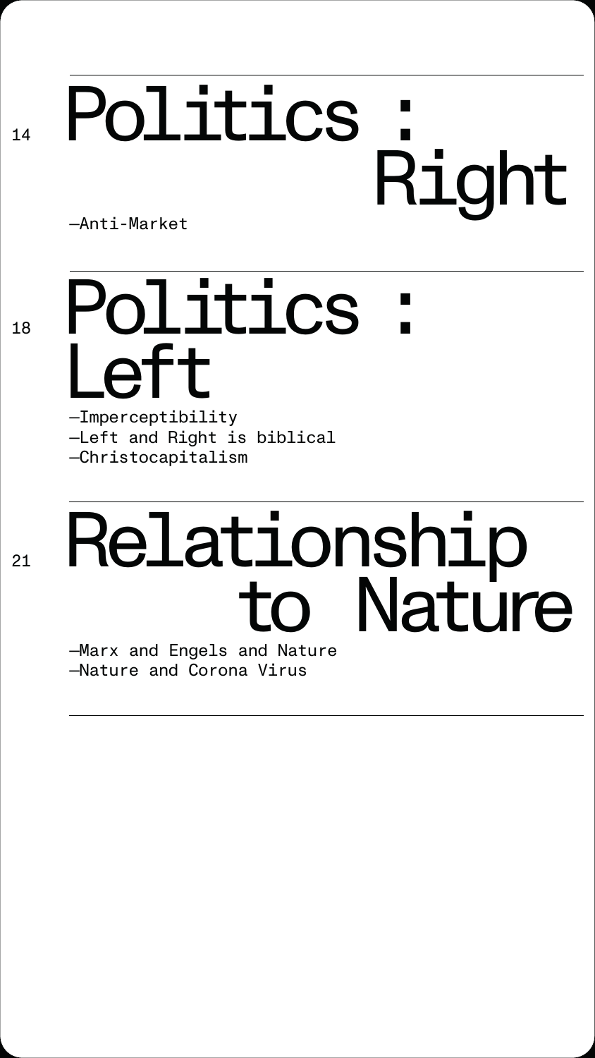14 **Politics : Right**

—Anti-Market

18 **Politics : Left**

—Imperceptibility
—Left and Right is biblical
—Christocapitalism

21 **Relationship to Nature**

—Marx and Engels and Nature
—Nature and Corona Virus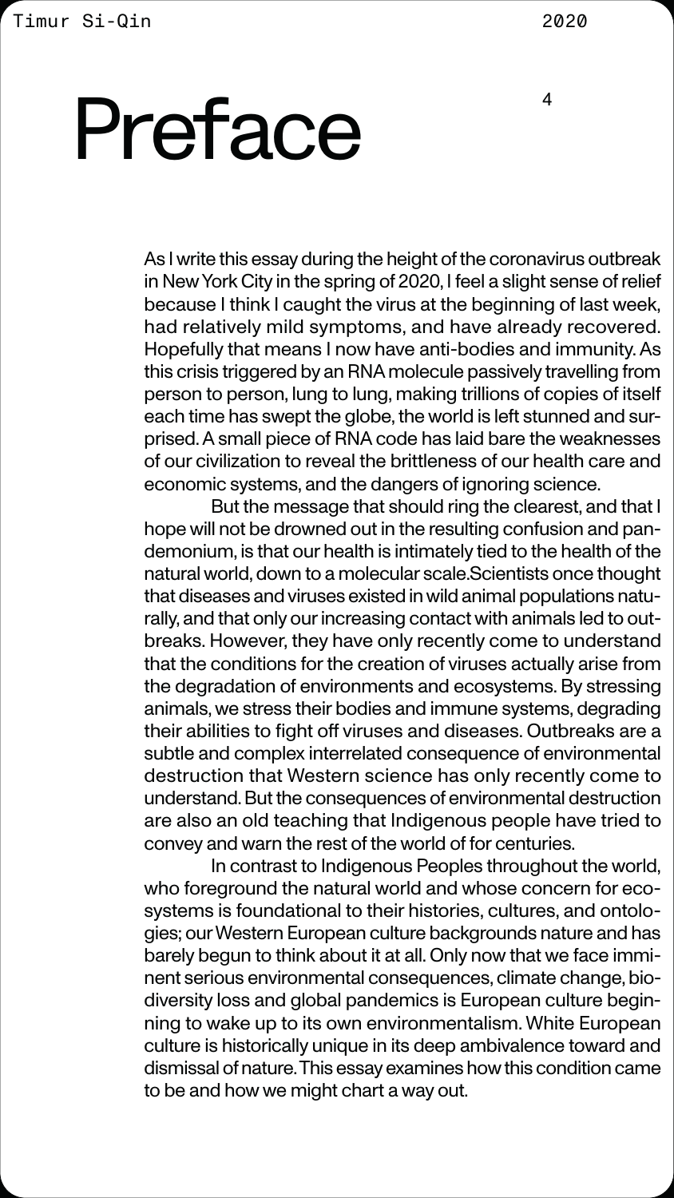# Preface

As I write this essay during the height of the coronavirus outbreak in New York City in the spring of 2020, I feel a slight sense of relief because I think I caught the virus at the beginning of last week, had relatively mild symptoms, and have already recovered. Hopefully that means I now have anti-bodies and immunity. As this crisis triggered by an RNA molecule passively travelling from person to person, lung to lung, making trillions of copies of itself each time has swept the globe, the world is left stunned and surprised. A small piece of RNA code has laid bare the weaknesses of our civilization to reveal the brittleness of our health care and economic systems, and the dangers of ignoring science.

But the message that should ring the clearest, and that I hope will not be drowned out in the resulting confusion and pandemonium, is that our health is intimately tied to the health of the natural world, down to a molecular scale.Scientists once thought that diseases and viruses existed in wild animal populations naturally, and that only our increasing contact with animals led to outbreaks. However, they have only recently come to understand that the conditions for the creation of viruses actually arise from the degradation of environments and ecosystems. By stressing animals, we stress their bodies and immune systems, degrading their abilities to fight off viruses and diseases. Outbreaks are a subtle and complex interrelated consequence of environmental destruction that Western science has only recently come to understand. But the consequences of environmental destruction are also an old teaching that Indigenous people have tried to convey and warn the rest of the world of for centuries.

In contrast to Indigenous Peoples throughout the world, who foreground the natural world and whose concern for ecosystems is foundational to their histories, cultures, and ontologies; our Western European culture backgrounds nature and has barely begun to think about it at all. Only now that we face imminent serious environmental consequences, climate change, biodiversity loss and global pandemics is European culture beginning to wake up to its own environmentalism. White European culture is historically unique in its deep ambivalence toward and dismissal of nature. This essay examines how this condition came to be and how we might chart a way out.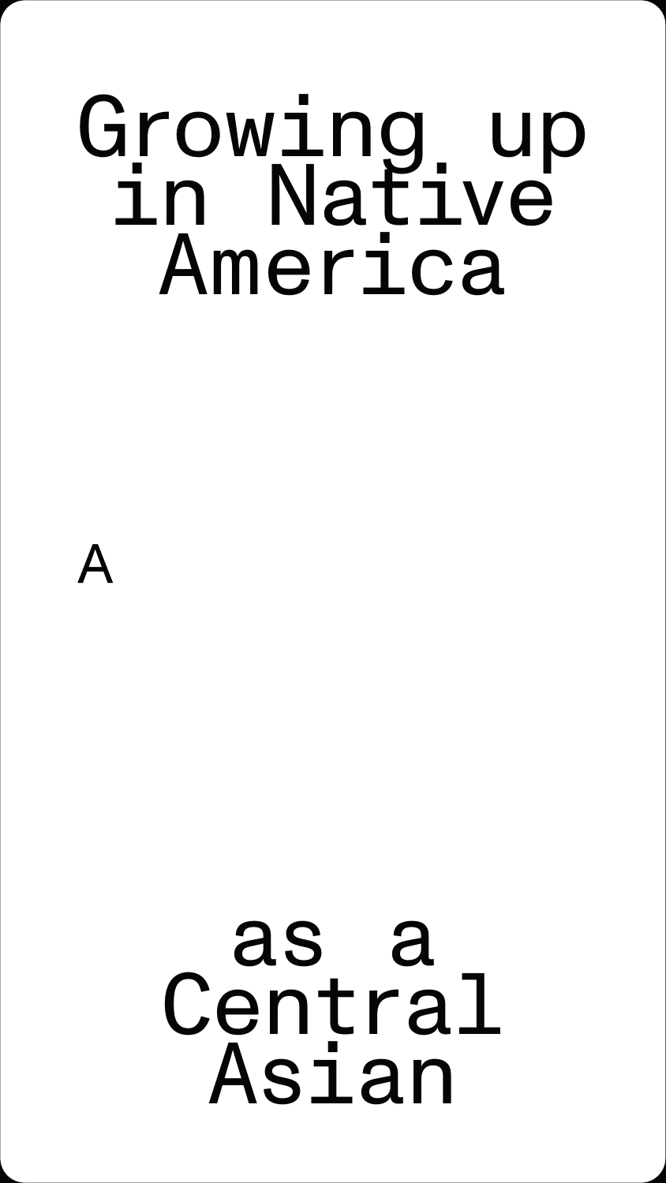# Growing up in Native America

A

# as a Central Asian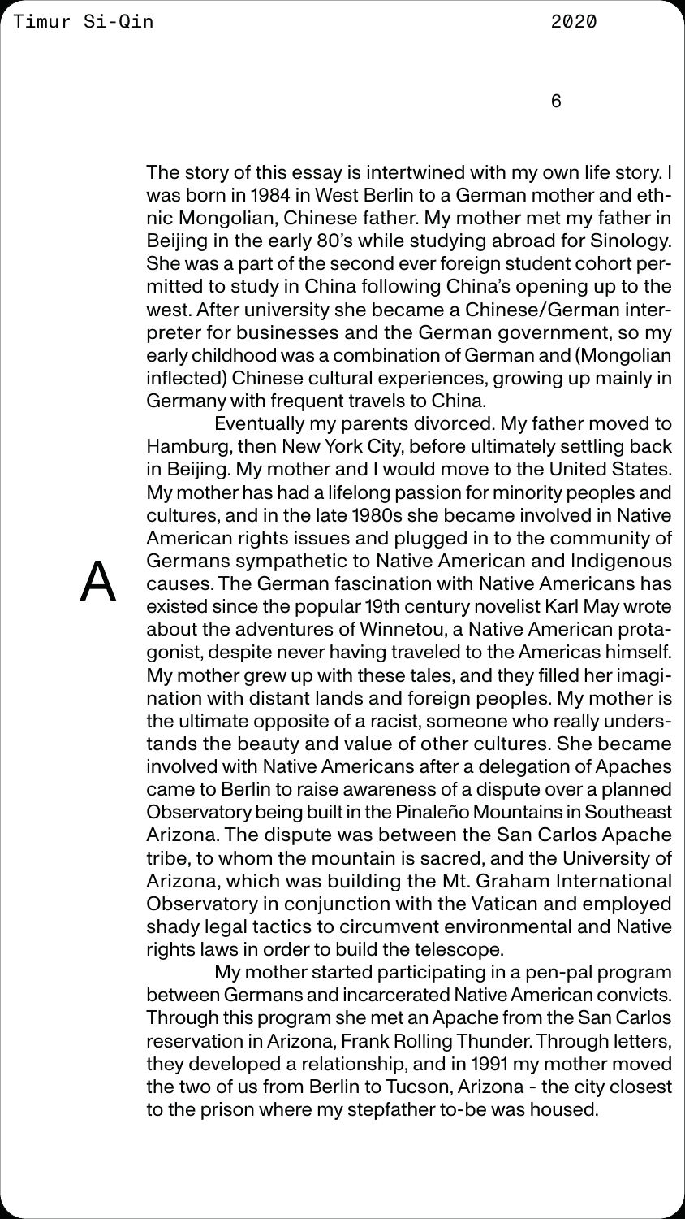## A

The story of this essay is intertwined with my own life story. I was born in 1984 in West Berlin to a German mother and ethnic Mongolian, Chinese father. My mother met my father in Beijing in the early 80's while studying abroad for Sinology. She was a part of the second ever foreign student cohort permitted to study in China following China's opening up to the west. After university she became a Chinese/German interpreter for businesses and the German government, so my early childhood was a combination of German and (Mongolian inflected) Chinese cultural experiences, growing up mainly in Germany with frequent travels to China.

Eventually my parents divorced. My father moved to Hamburg, then New York City, before ultimately settling back in Beijing. My mother and I would move to the United States. My mother has had a lifelong passion for minority peoples and cultures, and in the late 1980s she became involved in Native American rights issues and plugged in to the community of Germans sympathetic to Native American and Indigenous causes. The German fascination with Native Americans has existed since the popular 19th century novelist Karl May wrote about the adventures of Winnetou, a Native American protagonist, despite never having traveled to the Americas himself. My mother grew up with these tales, and they filled her imagination with distant lands and foreign peoples. My mother is the ultimate opposite of a racist, someone who really understands the beauty and value of other cultures. She became involved with Native Americans after a delegation of Apaches came to Berlin to raise awareness of a dispute over a planned Observatory being built in the Pinaleño Mountains in Southeast Arizona. The dispute was between the San Carlos Apache tribe, to whom the mountain is sacred, and the University of Arizona, which was building the Mt. Graham International Observatory in conjunction with the Vatican and employed shady legal tactics to circumvent environmental and Native rights laws in order to build the telescope.

My mother started participating in a pen-pal program between Germans and incarcerated Native American convicts. Through this program she met an Apache from the San Carlos reservation in Arizona, Frank Rolling Thunder. Through letters, they developed a relationship, and in 1991 my mother moved the two of us from Berlin to Tucson, Arizona - the city closest to the prison where my stepfather to-be was housed.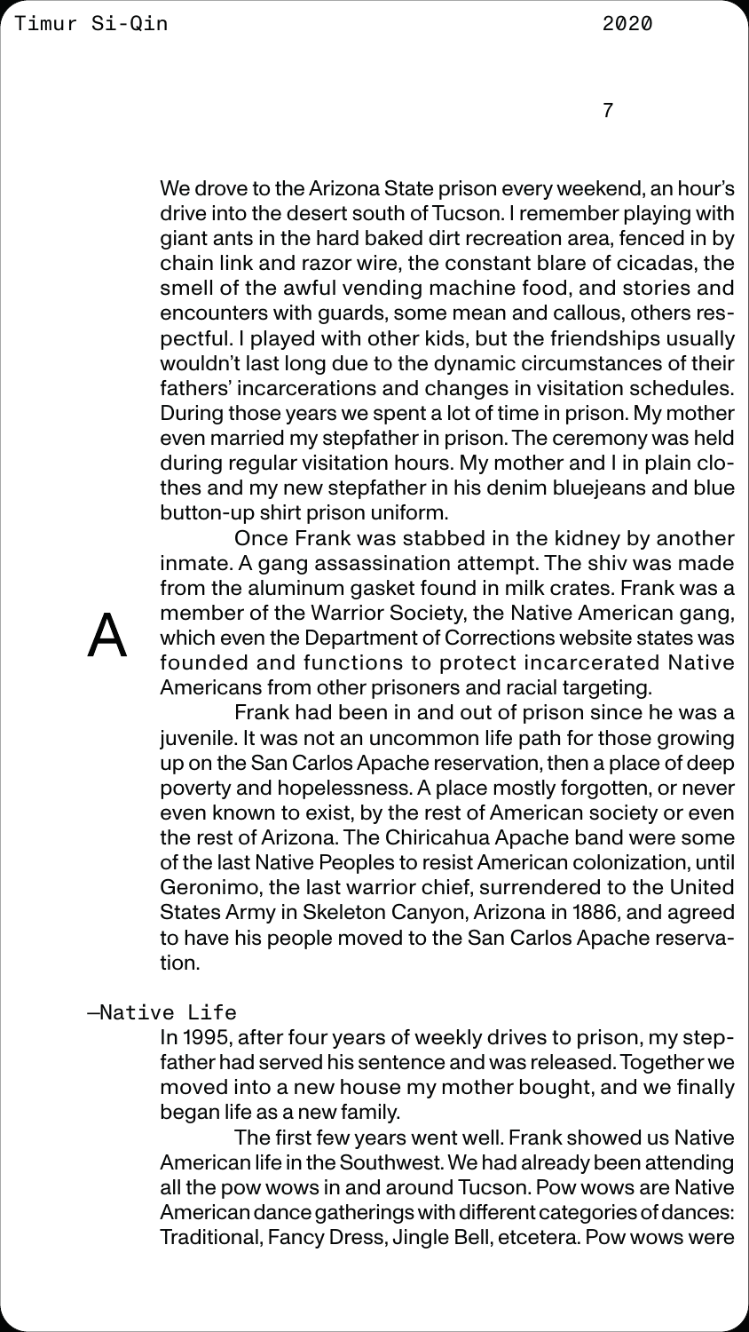We drove to the Arizona State prison every weekend, an hour's drive into the desert south of Tucson. I remember playing with giant ants in the hard baked dirt recreation area, fenced in by chain link and razor wire, the constant blare of cicadas, the smell of the awful vending machine food, and stories and encounters with guards, some mean and callous, others respectful. I played with other kids, but the friendships usually wouldn't last long due to the dynamic circumstances of their fathers' incarcerations and changes in visitation schedules. During those years we spent a lot of time in prison. My mother even married my stepfather in prison. The ceremony was held during regular visitation hours. My mother and I in plain clothes and my new stepfather in his denim bluejeans and blue button-up shirt prison uniform.

A

Once Frank was stabbed in the kidney by another inmate. A gang assassination attempt. The shiv was made from the aluminum gasket found in milk crates. Frank was a member of the Warrior Society, the Native American gang, which even the Department of Corrections website states was founded and functions to protect incarcerated Native Americans from other prisoners and racial targeting.

Frank had been in and out of prison since he was a juvenile. It was not an uncommon life path for those growing up on the San Carlos Apache reservation, then a place of deep poverty and hopelessness. A place mostly forgotten, or never even known to exist, by the rest of American society or even the rest of Arizona. The Chiricahua Apache band were some of the last Native Peoples to resist American colonization, until Geronimo, the last warrior chief, surrendered to the United States Army in Skeleton Canyon, Arizona in 1886, and agreed to have his people moved to the San Carlos Apache reservation.

—Native Life

In 1995, after four years of weekly drives to prison, my stepfather had served his sentence and was released. Together we moved into a new house my mother bought, and we finally began life as a new family.

The first few years went well. Frank showed us Native American life in the Southwest. We had already been attending all the pow wows in and around Tucson. Pow wows are Native American dance gatherings with different categories of dances: Traditional, Fancy Dress, Jingle Bell, etcetera. Pow wows were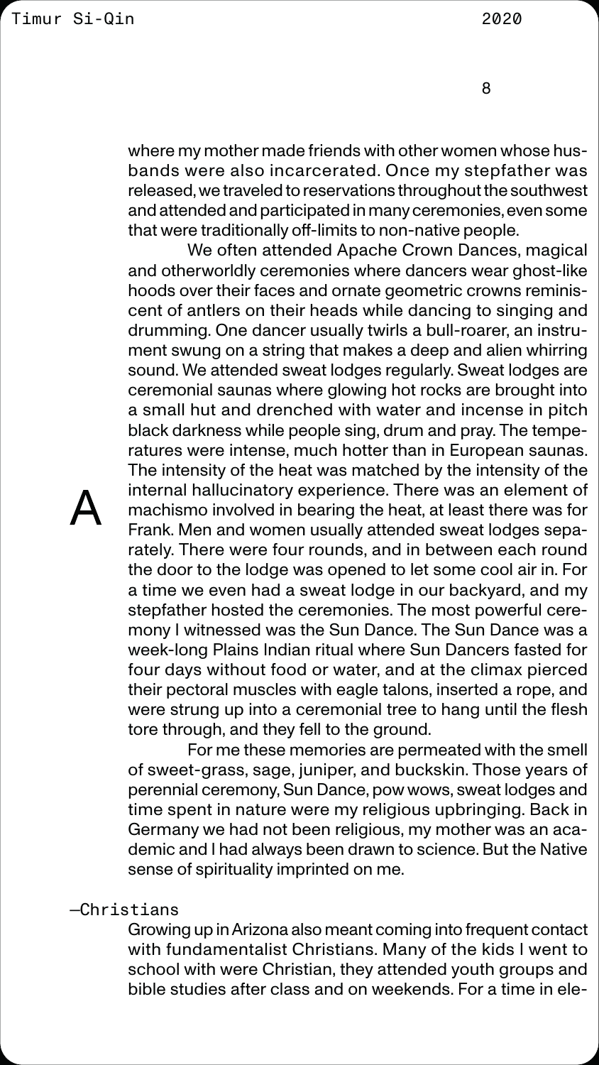where my mother made friends with other women whose husbands were also incarcerated. Once my stepfather was released, we traveled to reservations throughout the southwest and attended and participated in many ceremonies, even some that were traditionally off-limits to non-native people.

We often attended Apache Crown Dances, magical and otherworldly ceremonies where dancers wear ghost-like hoods over their faces and ornate geometric crowns reminiscent of antlers on their heads while dancing to singing and drumming. One dancer usually twirls a bull-roarer, an instrument swung on a string that makes a deep and alien whirring sound. We attended sweat lodges regularly. Sweat lodges are ceremonial saunas where glowing hot rocks are brought into a small hut and drenched with water and incense in pitch black darkness while people sing, drum and pray. The temperatures were intense, much hotter than in European saunas. The intensity of the heat was matched by the intensity of the internal hallucinatory experience. There was an element of machismo involved in bearing the heat, at least there was for Frank. Men and women usually attended sweat lodges separately. There were four rounds, and in between each round the door to the lodge was opened to let some cool air in. For a time we even had a sweat lodge in our backyard, and my stepfather hosted the ceremonies. The most powerful ceremony I witnessed was the Sun Dance. The Sun Dance was a week-long Plains Indian ritual where Sun Dancers fasted for four days without food or water, and at the climax pierced their pectoral muscles with eagle talons, inserted a rope, and were strung up into a ceremonial tree to hang until the flesh tore through, and they fell to the ground.

For me these memories are permeated with the smell of sweet-grass, sage, juniper, and buckskin. Those years of perennial ceremony, Sun Dance, pow wows, sweat lodges and time spent in nature were my religious upbringing. Back in Germany we had not been religious, my mother was an academic and I had always been drawn to science. But the Native sense of spirituality imprinted on me.

## —Christians

Growing up in Arizona also meant coming into frequent contact with fundamentalist Christians. Many of the kids I went to school with were Christian, they attended youth groups and bible studies after class and on weekends. For a time in ele-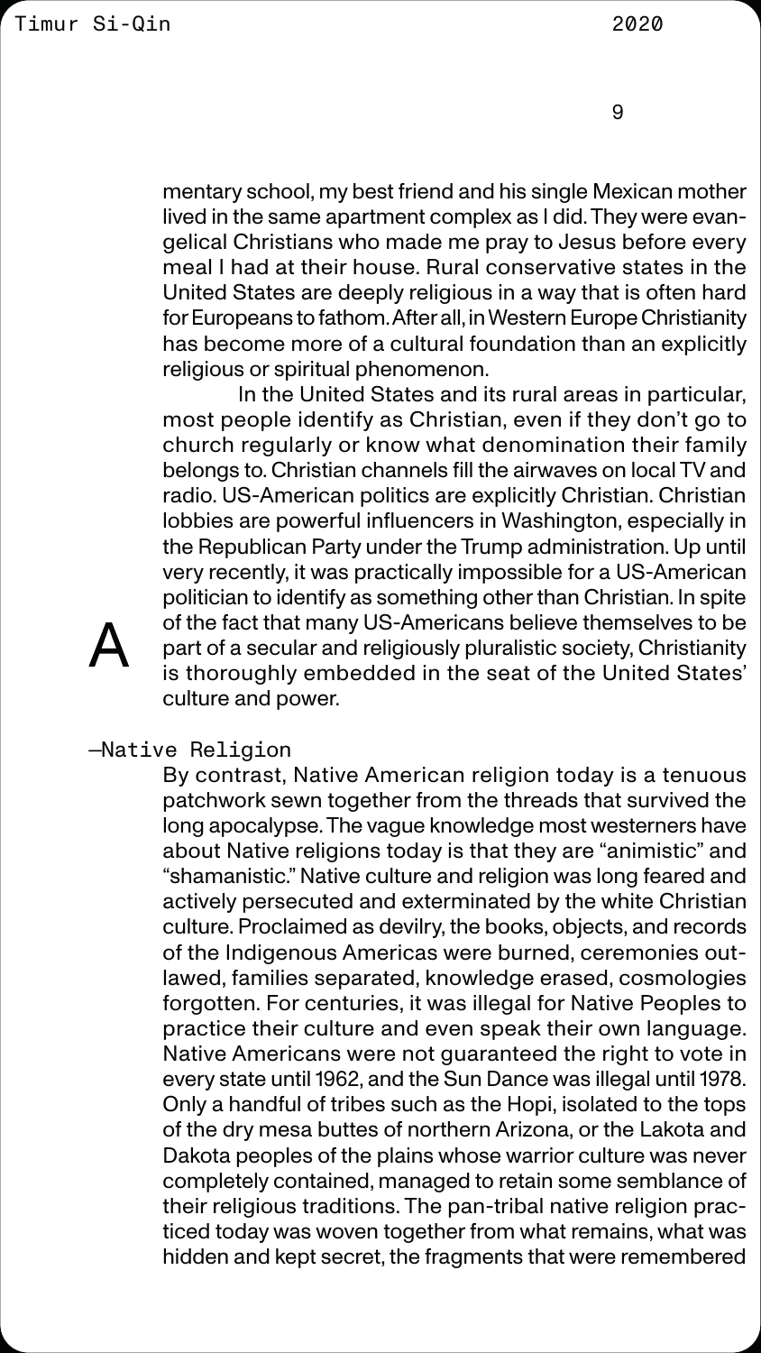mentary school, my best friend and his single Mexican mother lived in the same apartment complex as I did. They were evangelical Christians who made me pray to Jesus before every meal I had at their house. Rural conservative states in the United States are deeply religious in a way that is often hard for Europeans to fathom. After all, in Western Europe Christianity has become more of a cultural foundation than an explicitly religious or spiritual phenomenon.

In the United States and its rural areas in particular, most people identify as Christian, even if they don't go to church regularly or know what denomination their family belongs to. Christian channels fill the airwaves on local TV and radio. US-American politics are explicitly Christian. Christian lobbies are powerful influencers in Washington, especially in the Republican Party under the Trump administration. Up until very recently, it was practically impossible for a US-American politician to identify as something other than Christian. In spite of the fact that many US-Americans believe themselves to be part of a secular and religiously pluralistic society, Christianity is thoroughly embedded in the seat of the United States' culture and power.

A

## —Native Religion

By contrast, Native American religion today is a tenuous patchwork sewn together from the threads that survived the long apocalypse. The vague knowledge most westerners have about Native religions today is that they are "animistic" and "shamanistic." Native culture and religion was long feared and actively persecuted and exterminated by the white Christian culture. Proclaimed as devilry, the books, objects, and records of the Indigenous Americas were burned, ceremonies outlawed, families separated, knowledge erased, cosmologies forgotten. For centuries, it was illegal for Native Peoples to practice their culture and even speak their own language. Native Americans were not guaranteed the right to vote in every state until 1962, and the Sun Dance was illegal until 1978. Only a handful of tribes such as the Hopi, isolated to the tops of the dry mesa buttes of northern Arizona, or the Lakota and Dakota peoples of the plains whose warrior culture was never completely contained, managed to retain some semblance of their religious traditions. The pan-tribal native religion practiced today was woven together from what remains, what was hidden and kept secret, the fragments that were remembered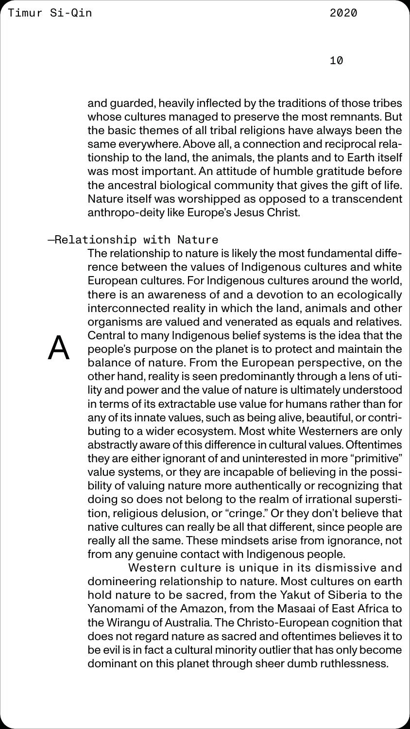and guarded, heavily inflected by the traditions of those tribes whose cultures managed to preserve the most remnants. But the basic themes of all tribal religions have always been the same everywhere. Above all, a connection and reciprocal relationship to the land, the animals, the plants and to Earth itself was most important. An attitude of humble gratitude before the ancestral biological community that gives the gift of life. Nature itself was worshipped as opposed to a transcendent anthropo-deity like Europe's Jesus Christ.

## —Relationship with Nature

A

The relationship to nature is likely the most fundamental difference between the values of Indigenous cultures and white European cultures. For Indigenous cultures around the world, there is an awareness of and a devotion to an ecologically interconnected reality in which the land, animals and other organisms are valued and venerated as equals and relatives. Central to many Indigenous belief systems is the idea that the people's purpose on the planet is to protect and maintain the balance of nature. From the European perspective, on the other hand, reality is seen predominantly through a lens of utility and power and the value of nature is ultimately understood in terms of its extractable use value for humans rather than for any of its innate values, such as being alive, beautiful, or contributing to a wider ecosystem. Most white Westerners are only abstractly aware of this difference in cultural values. Oftentimes they are either ignorant of and uninterested in more "primitive" value systems, or they are incapable of believing in the possibility of valuing nature more authentically or recognizing that doing so does not belong to the realm of irrational superstition, religious delusion, or "cringe." Or they don't believe that native cultures can really be all that different, since people are really all the same. These mindsets arise from ignorance, not from any genuine contact with Indigenous people.

Western culture is unique in its dismissive and domineering relationship to nature. Most cultures on earth hold nature to be sacred, from the Yakut of Siberia to the Yanomami of the Amazon, from the Masaai of East Africa to the Wirangu of Australia. The Christo-European cognition that does not regard nature as sacred and oftentimes believes it to be evil is in fact a cultural minority outlier that has only become dominant on this planet through sheer dumb ruthlessness.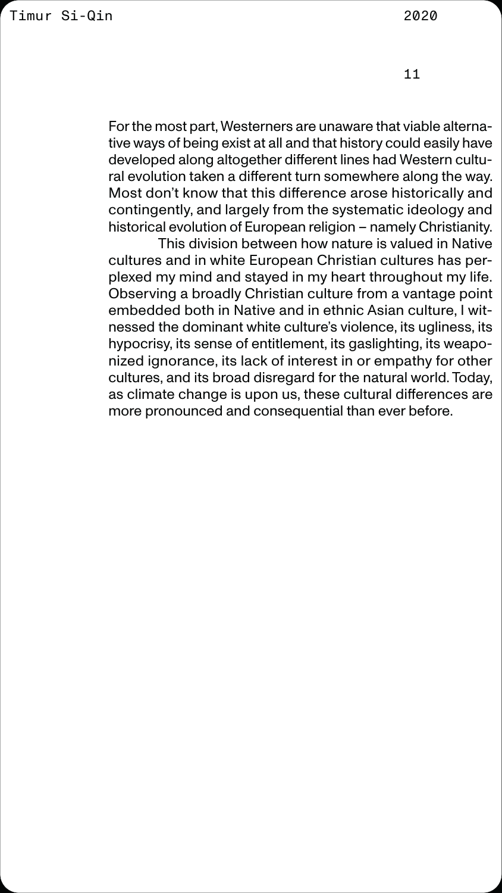For the most part, Westerners are unaware that viable alternative ways of being exist at all and that history could easily have developed along altogether different lines had Western cultural evolution taken a different turn somewhere along the way. Most don't know that this difference arose historically and contingently, and largely from the systematic ideology and historical evolution of European religion – namely Christianity.

This division between how nature is valued in Native cultures and in white European Christian cultures has perplexed my mind and stayed in my heart throughout my life. Observing a broadly Christian culture from a vantage point embedded both in Native and in ethnic Asian culture, I witnessed the dominant white culture's violence, its ugliness, its hypocrisy, its sense of entitlement, its gaslighting, its weaponized ignorance, its lack of interest in or empathy for other cultures, and its broad disregard for the natural world. Today, as climate change is upon us, these cultural differences are more pronounced and consequential than ever before.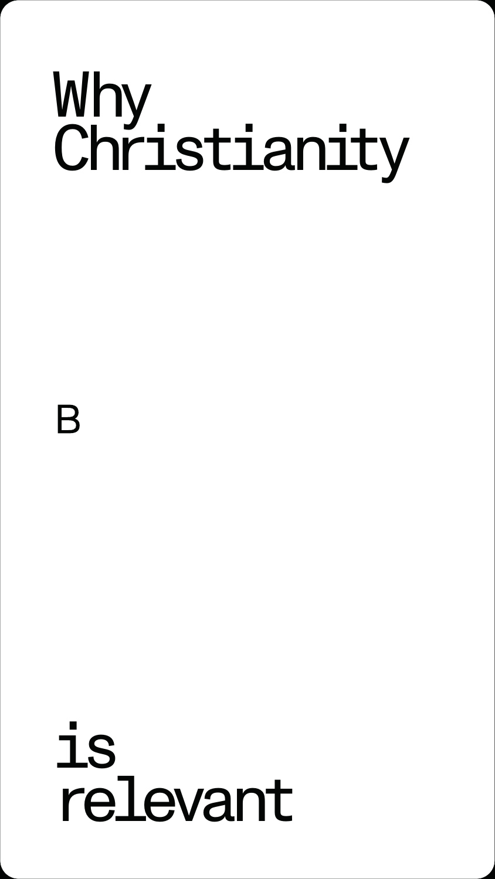# Why Christianity

B

is relevant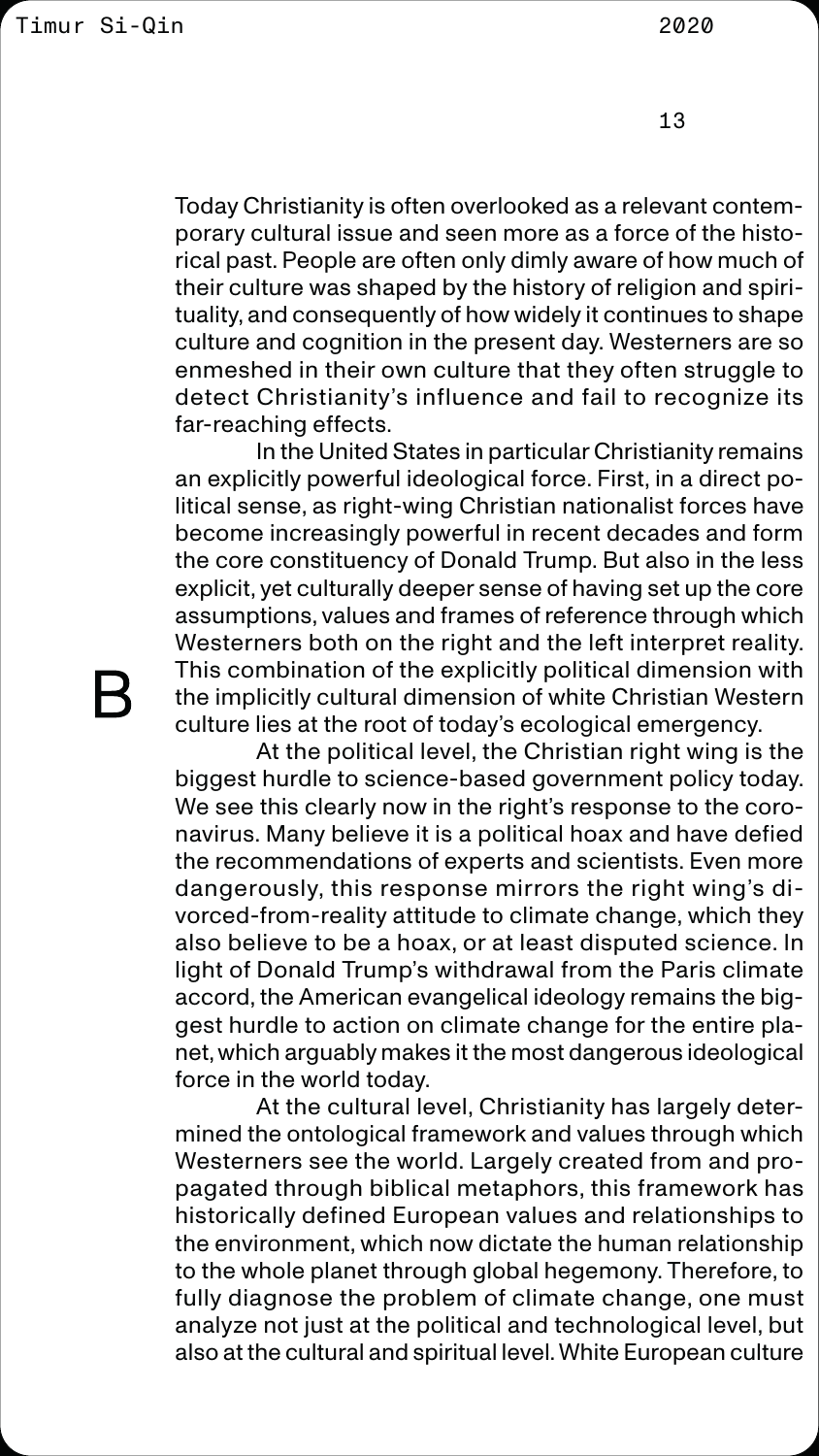Today Christianity is often overlooked as a relevant contemporary cultural issue and seen more as a force of the historical past. People are often only dimly aware of how much of their culture was shaped by the history of religion and spirituality, and consequently of how widely it continues to shape culture and cognition in the present day. Westerners are so enmeshed in their own culture that they often struggle to detect Christianity's influence and fail to recognize its far-reaching effects.

In the United States in particular Christianity remains an explicitly powerful ideological force. First, in a direct political sense, as right-wing Christian nationalist forces have become increasingly powerful in recent decades and form the core constituency of Donald Trump. But also in the less explicit, yet culturally deeper sense of having set up the core assumptions, values and frames of reference through which Westerners both on the right and the left interpret reality. This combination of the explicitly political dimension with the implicitly cultural dimension of white Christian Western culture lies at the root of today's ecological emergency.

At the political level, the Christian right wing is the biggest hurdle to science-based government policy today. We see this clearly now in the right's response to the coronavirus. Many believe it is a political hoax and have defied the recommendations of experts and scientists. Even more dangerously, this response mirrors the right wing's divorced-from-reality attitude to climate change, which they also believe to be a hoax, or at least disputed science. In light of Donald Trump's withdrawal from the Paris climate accord, the American evangelical ideology remains the biggest hurdle to action on climate change for the entire planet, which arguably makes it the most dangerous ideological force in the world today.

At the cultural level, Christianity has largely determined the ontological framework and values through which Westerners see the world. Largely created from and propagated through biblical metaphors, this framework has historically defined European values and relationships to the environment, which now dictate the human relationship to the whole planet through global hegemony. Therefore, to fully diagnose the problem of climate change, one must analyze not just at the political and technological level, but also at the cultural and spiritual level. White European culture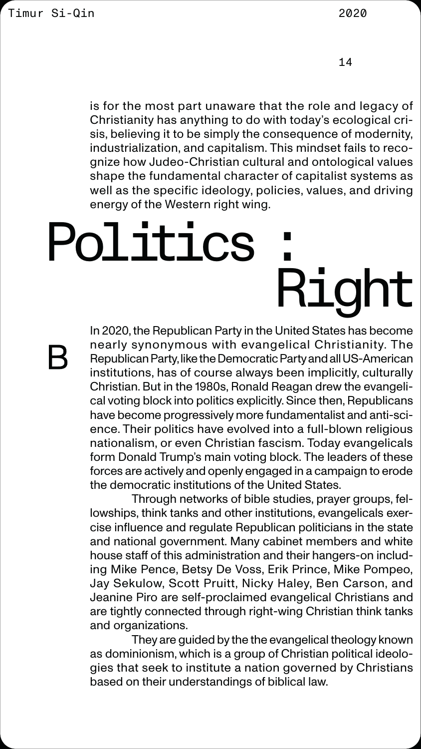is for the most part unaware that the role and legacy of Christianity has anything to do with today's ecological crisis, believing it to be simply the consequence of modernity, industrialization, and capitalism. This mindset fails to recognize how Judeo-Christian cultural and ontological values shape the fundamental character of capitalist systems as well as the specific ideology, policies, values, and driving energy of the Western right wing.

# Politics : Right

B

In 2020, the Republican Party in the United States has become nearly synonymous with evangelical Christianity. The Republican Party, like the Democratic Party and all US-American institutions, has of course always been implicitly, culturally Christian. But in the 1980s, Ronald Reagan drew the evangelical voting block into politics explicitly. Since then, Republicans have become progressively more fundamentalist and anti-science. Their politics have evolved into a full-blown religious nationalism, or even Christian fascism. Today evangelicals form Donald Trump's main voting block. The leaders of these forces are actively and openly engaged in a campaign to erode the democratic institutions of the United States.

Through networks of bible studies, prayer groups, fellowships, think tanks and other institutions, evangelicals exercise influence and regulate Republican politicians in the state and national government. Many cabinet members and white house staff of this administration and their hangers-on including Mike Pence, Betsy De Voss, Erik Prince, Mike Pompeo, Jay Sekulow, Scott Pruitt, Nicky Haley, Ben Carson, and Jeanine Piro are self-proclaimed evangelical Christians and are tightly connected through right-wing Christian think tanks and organizations.

They are guided by the the evangelical theology known as dominionism, which is a group of Christian political ideologies that seek to institute a nation governed by Christians based on their understandings of biblical law.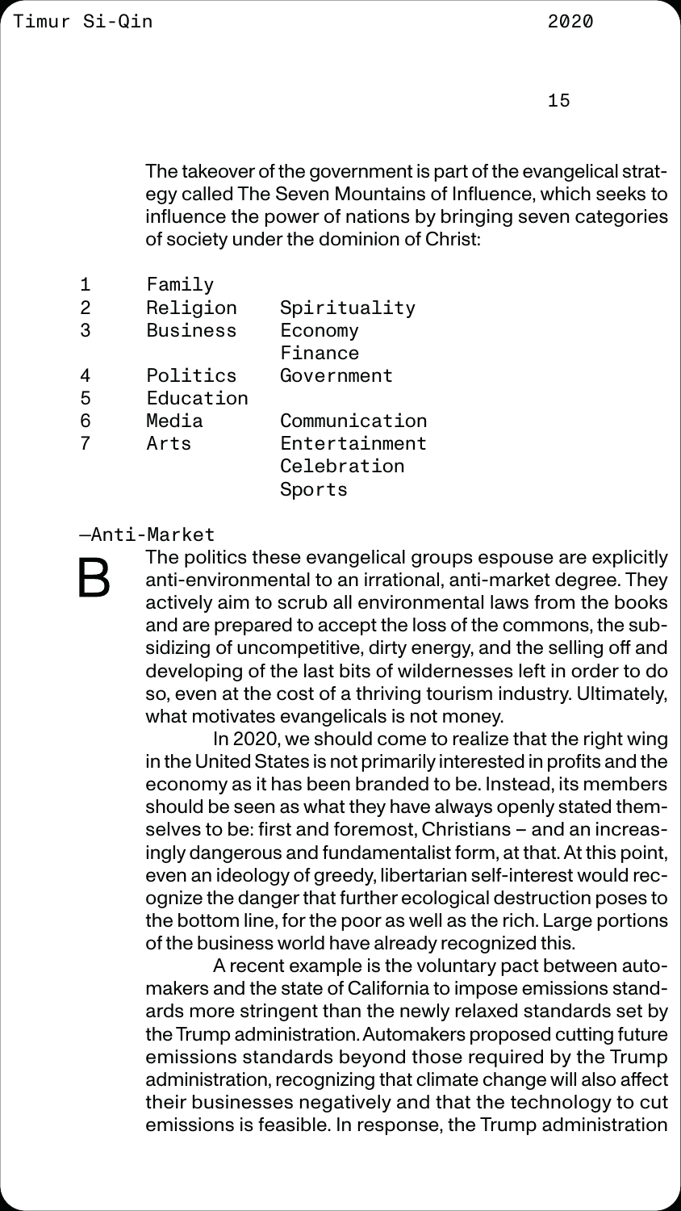The takeover of the government is part of the evangelical strategy called The Seven Mountains of Influence, which seeks to influence the power of nations by bringing seven categories of society under the dominion of Christ:

| | | |
|---|---|---|
| 1 | Family | |
| 2 | Religion | Spirituality |
| 3 | Business | Economy, Finance |
| 4 | Politics | Government |
| 5 | Education | |
| 6 | Media | Communication |
| 7 | Arts | Entertainment, Celebration, Sports |

—Anti-Market

B

The politics these evangelical groups espouse are explicitly anti-environmental to an irrational, anti-market degree. They actively aim to scrub all environmental laws from the books and are prepared to accept the loss of the commons, the subsidizing of uncompetitive, dirty energy, and the selling off and developing of the last bits of wildernesses left in order to do so, even at the cost of a thriving tourism industry. Ultimately, what motivates evangelicals is not money.

In 2020, we should come to realize that the right wing in the United States is not primarily interested in profits and the economy as it has been branded to be. Instead, its members should be seen as what they have always openly stated themselves to be: first and foremost, Christians – and an increasingly dangerous and fundamentalist form, at that. At this point, even an ideology of greedy, libertarian self-interest would recognize the danger that further ecological destruction poses to the bottom line, for the poor as well as the rich. Large portions of the business world have already recognized this.

A recent example is the voluntary pact between automakers and the state of California to impose emissions standards more stringent than the newly relaxed standards set by the Trump administration. Automakers proposed cutting future emissions standards beyond those required by the Trump administration, recognizing that climate change will also affect their businesses negatively and that the technology to cut emissions is feasible. In response, the Trump administration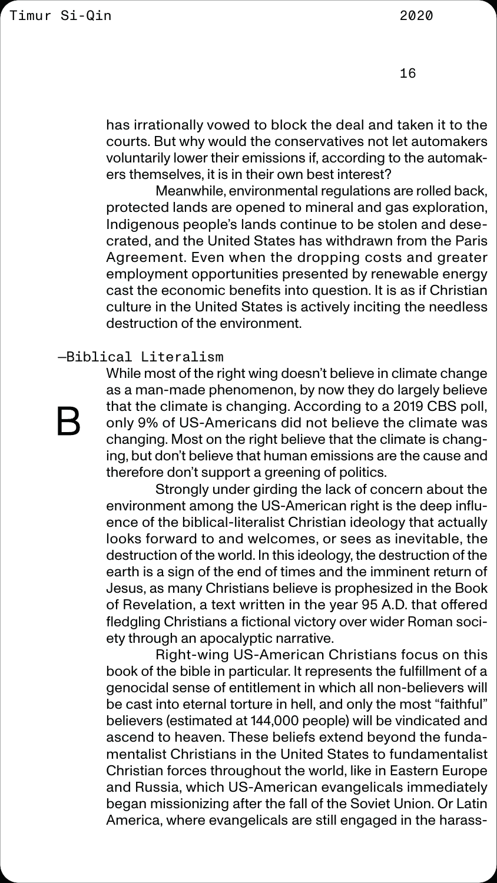has irrationally vowed to block the deal and taken it to the courts. But why would the conservatives not let automakers voluntarily lower their emissions if, according to the automakers themselves, it is in their own best interest?

Meanwhile, environmental regulations are rolled back, protected lands are opened to mineral and gas exploration, Indigenous people's lands continue to be stolen and desecrated, and the United States has withdrawn from the Paris Agreement. Even when the dropping costs and greater employment opportunities presented by renewable energy cast the economic benefits into question. It is as if Christian culture in the United States is actively inciting the needless destruction of the environment.

## —Biblical Literalism

B

While most of the right wing doesn't believe in climate change as a man-made phenomenon, by now they do largely believe that the climate is changing. According to a 2019 CBS poll, only 9% of US-Americans did not believe the climate was changing. Most on the right believe that the climate is changing, but don't believe that human emissions are the cause and therefore don't support a greening of politics.

Strongly under girding the lack of concern about the environment among the US-American right is the deep influence of the biblical-literalist Christian ideology that actually looks forward to and welcomes, or sees as inevitable, the destruction of the world. In this ideology, the destruction of the earth is a sign of the end of times and the imminent return of Jesus, as many Christians believe is prophesized in the Book of Revelation, a text written in the year 95 A.D. that offered fledgling Christians a fictional victory over wider Roman society through an apocalyptic narrative.

Right-wing US-American Christians focus on this book of the bible in particular. It represents the fulfillment of a genocidal sense of entitlement in which all non-believers will be cast into eternal torture in hell, and only the most "faithful" believers (estimated at 144,000 people) will be vindicated and ascend to heaven. These beliefs extend beyond the fundamentalist Christians in the United States to fundamentalist Christian forces throughout the world, like in Eastern Europe and Russia, which US-American evangelicals immediately began missionizing after the fall of the Soviet Union. Or Latin America, where evangelicals are still engaged in the harass-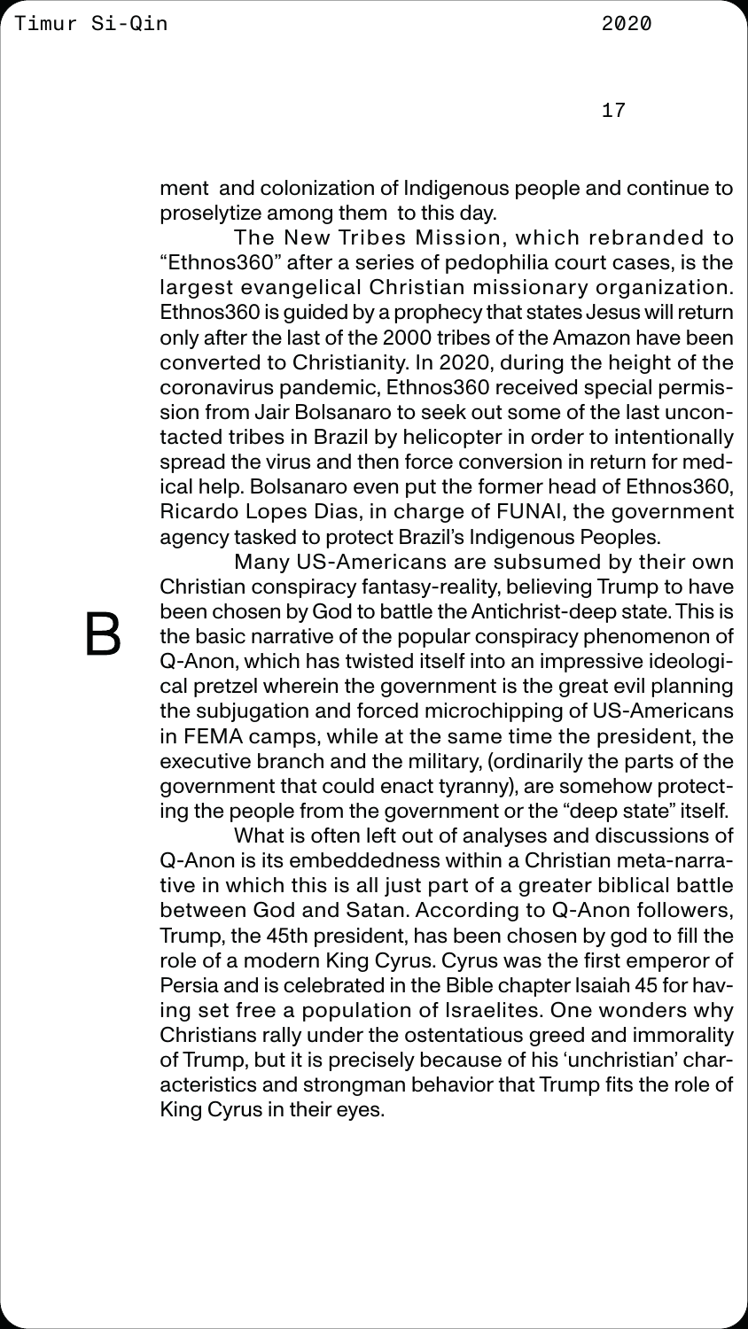ment and colonization of Indigenous people and continue to proselytize among them to this day.

The New Tribes Mission, which rebranded to "Ethnos360" after a series of pedophilia court cases, is the largest evangelical Christian missionary organization. Ethnos360 is guided by a prophecy that states Jesus will return only after the last of the 2000 tribes of the Amazon have been converted to Christianity. In 2020, during the height of the coronavirus pandemic, Ethnos360 received special permission from Jair Bolsanaro to seek out some of the last uncontacted tribes in Brazil by helicopter in order to intentionally spread the virus and then force conversion in return for medical help. Bolsanaro even put the former head of Ethnos360, Ricardo Lopes Dias, in charge of FUNAI, the government agency tasked to protect Brazil's Indigenous Peoples.

B

Many US-Americans are subsumed by their own Christian conspiracy fantasy-reality, believing Trump to have been chosen by God to battle the Antichrist-deep state. This is the basic narrative of the popular conspiracy phenomenon of Q-Anon, which has twisted itself into an impressive ideological pretzel wherein the government is the great evil planning the subjugation and forced microchipping of US-Americans in FEMA camps, while at the same time the president, the executive branch and the military, (ordinarily the parts of the government that could enact tyranny), are somehow protecting the people from the government or the "deep state" itself.

What is often left out of analyses and discussions of Q-Anon is its embeddedness within a Christian meta-narrative in which this is all just part of a greater biblical battle between God and Satan. According to Q-Anon followers, Trump, the 45th president, has been chosen by god to fill the role of a modern King Cyrus. Cyrus was the first emperor of Persia and is celebrated in the Bible chapter Isaiah 45 for having set free a population of Israelites. One wonders why Christians rally under the ostentatious greed and immorality of Trump, but it is precisely because of his 'unchristian' characteristics and strongman behavior that Trump fits the role of King Cyrus in their eyes.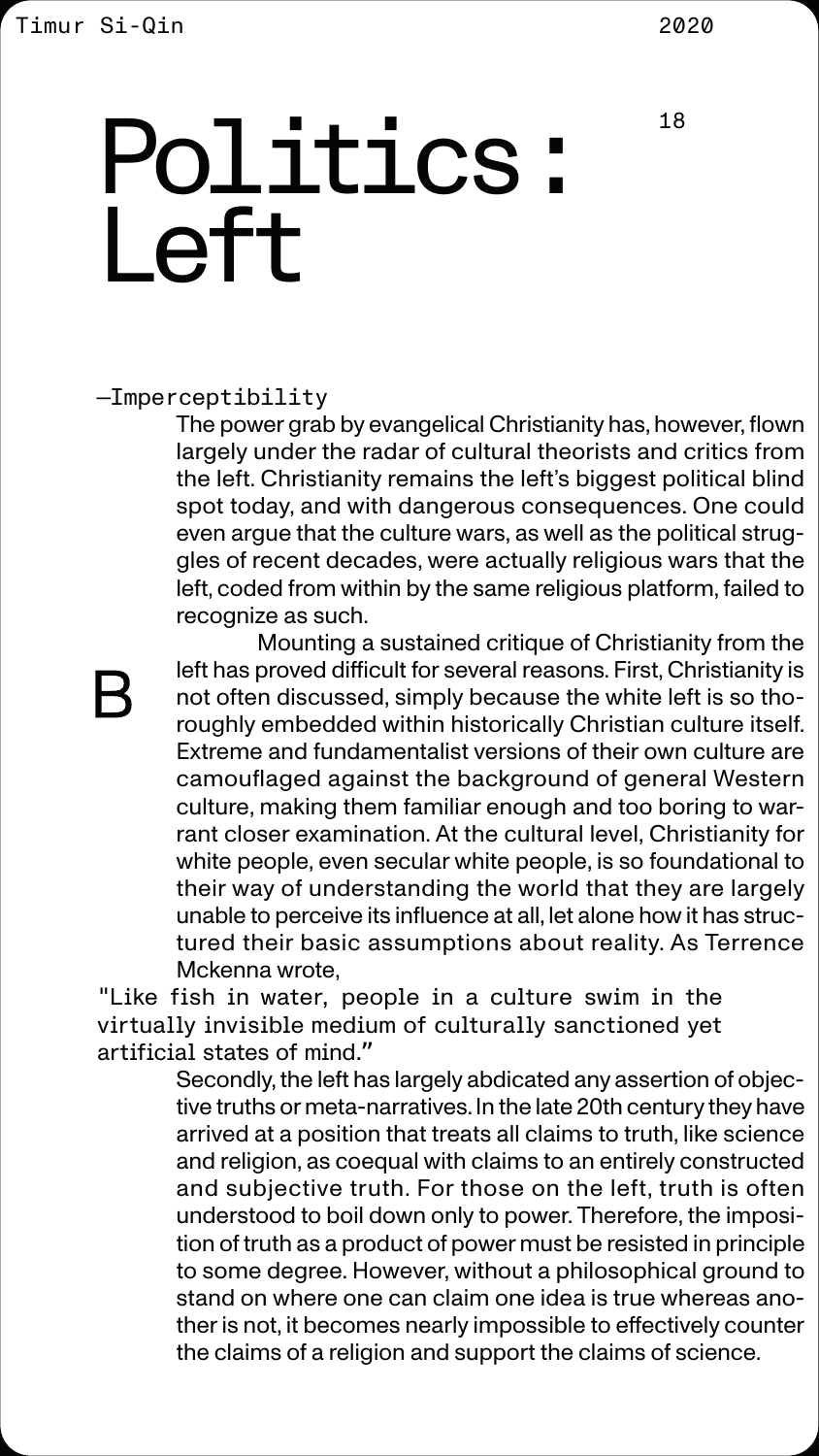# Politics: Left

—Imperceptibility

The power grab by evangelical Christianity has, however, flown largely under the radar of cultural theorists and critics from the left. Christianity remains the left's biggest political blind spot today, and with dangerous consequences. One could even argue that the culture wars, as well as the political struggles of recent decades, were actually religious wars that the left, coded from within by the same religious platform, failed to recognize as such.

B

Mounting a sustained critique of Christianity from the left has proved difficult for several reasons. First, Christianity is not often discussed, simply because the white left is so thoroughly embedded within historically Christian culture itself. Extreme and fundamentalist versions of their own culture are camouflaged against the background of general Western culture, making them familiar enough and too boring to warrant closer examination. At the cultural level, Christianity for white people, even secular white people, is so foundational to their way of understanding the world that they are largely unable to perceive its influence at all, let alone how it has structured their basic assumptions about reality. As Terrence Mckenna wrote,

"Like fish in water, people in a culture swim in the virtually invisible medium of culturally sanctioned yet artificial states of mind."

Secondly, the left has largely abdicated any assertion of objective truths or meta-narratives. In the late 20th century they have arrived at a position that treats all claims to truth, like science and religion, as coequal with claims to an entirely constructed and subjective truth. For those on the left, truth is often understood to boil down only to power. Therefore, the imposition of truth as a product of power must be resisted in principle to some degree. However, without a philosophical ground to stand on where one can claim one idea is true whereas another is not, it becomes nearly impossible to effectively counter the claims of a religion and support the claims of science.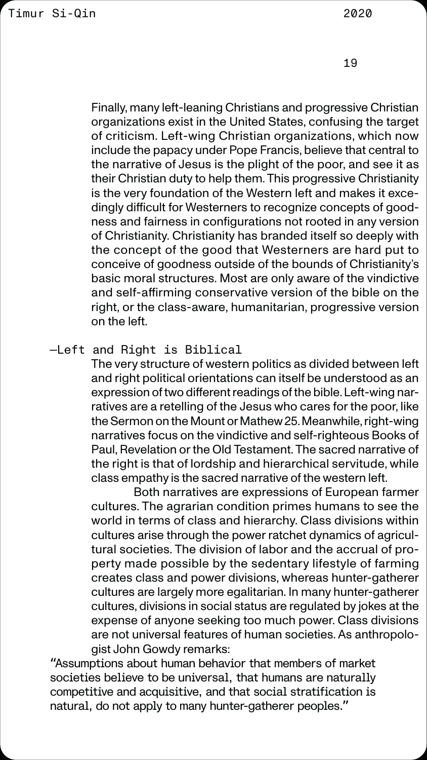Finally, many left-leaning Christians and progressive Christian organizations exist in the United States, confusing the target of criticism. Left-wing Christian organizations, which now include the papacy under Pope Francis, believe that central to the narrative of Jesus is the plight of the poor, and see it as their Christian duty to help them. This progressive Christianity is the very foundation of the Western left and makes it exceedingly difficult for Westerners to recognize concepts of goodness and fairness in configurations not rooted in any version of Christianity. Christianity has branded itself so deeply with the concept of the good that Westerners are hard put to conceive of goodness outside of the bounds of Christianity's basic moral structures. Most are only aware of the vindictive and self-affirming conservative version of the bible on the right, or the class-aware, humanitarian, progressive version on the left.

—Left and Right is Biblical

The very structure of western politics as divided between left and right political orientations can itself be understood as an expression of two different readings of the bible. Left-wing narratives are a retelling of the Jesus who cares for the poor, like the Sermon on the Mount or Mathew 25. Meanwhile, right-wing narratives focus on the vindictive and self-righteous Books of Paul, Revelation or the Old Testament. The sacred narrative of the right is that of lordship and hierarchical servitude, while class empathy is the sacred narrative of the western left.

Both narratives are expressions of European farmer cultures. The agrarian condition primes humans to see the world in terms of class and hierarchy. Class divisions within cultures arise through the power ratchet dynamics of agricultural societies. The division of labor and the accrual of property made possible by the sedentary lifestyle of farming creates class and power divisions, whereas hunter-gatherer cultures are largely more egalitarian. In many hunter-gatherer cultures, divisions in social status are regulated by jokes at the expense of anyone seeking too much power. Class divisions are not universal features of human societies. As anthropologist John Gowdy remarks:

"Assumptions about human behavior that members of market societies believe to be universal, that humans are naturally competitive and acquisitive, and that social stratification is natural, do not apply to many hunter-gatherer peoples."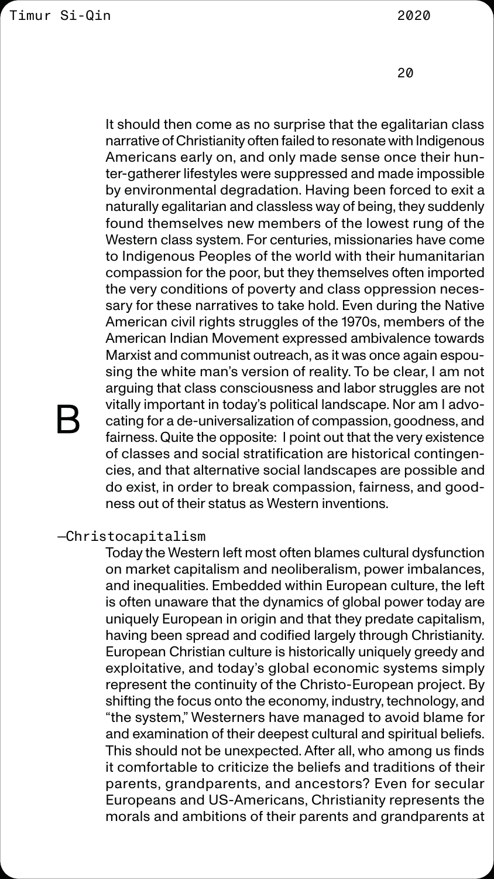It should then come as no surprise that the egalitarian class narrative of Christianity often failed to resonate with Indigenous Americans early on, and only made sense once their hunter-gatherer lifestyles were suppressed and made impossible by environmental degradation. Having been forced to exit a naturally egalitarian and classless way of being, they suddenly found themselves new members of the lowest rung of the Western class system. For centuries, missionaries have come to Indigenous Peoples of the world with their humanitarian compassion for the poor, but they themselves often imported the very conditions of poverty and class oppression necessary for these narratives to take hold. Even during the Native American civil rights struggles of the 1970s, members of the American Indian Movement expressed ambivalence towards Marxist and communist outreach, as it was once again espousing the white man's version of reality. To be clear, I am not arguing that class consciousness and labor struggles are not vitally important in today's political landscape. Nor am I advocating for a de-universalization of compassion, goodness, and fairness. Quite the opposite: I point out that the very existence of classes and social stratification are historical contingencies, and that alternative social landscapes are possible and do exist, in order to break compassion, fairness, and goodness out of their status as Western inventions.

B

—Christocapitalism

Today the Western left most often blames cultural dysfunction on market capitalism and neoliberalism, power imbalances, and inequalities. Embedded within European culture, the left is often unaware that the dynamics of global power today are uniquely European in origin and that they predate capitalism, having been spread and codified largely through Christianity. European Christian culture is historically uniquely greedy and exploitative, and today's global economic systems simply represent the continuity of the Christo-European project. By shifting the focus onto the economy, industry, technology, and "the system," Westerners have managed to avoid blame for and examination of their deepest cultural and spiritual beliefs. This should not be unexpected. After all, who among us finds it comfortable to criticize the beliefs and traditions of their parents, grandparents, and ancestors? Even for secular Europeans and US-Americans, Christianity represents the morals and ambitions of their parents and grandparents at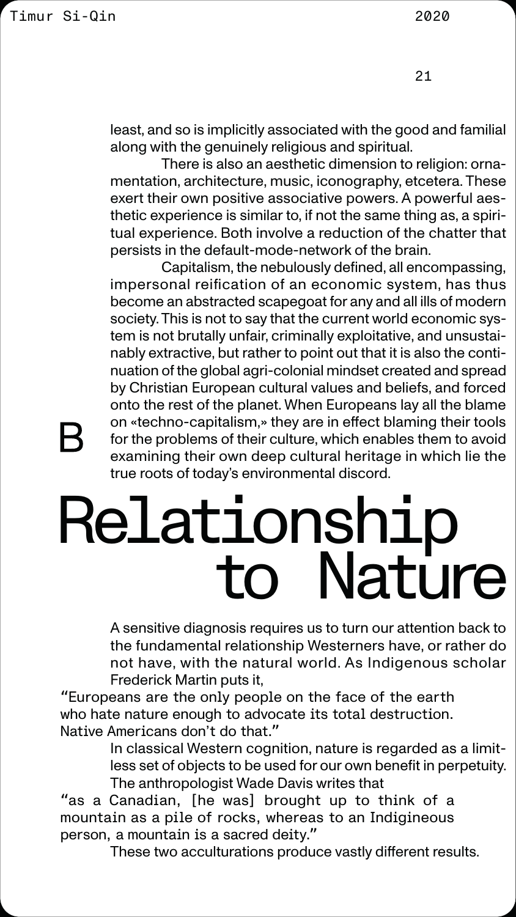least, and so is implicitly associated with the good and familial along with the genuinely religious and spiritual.

There is also an aesthetic dimension to religion: ornamentation, architecture, music, iconography, etcetera. These exert their own positive associative powers. A powerful aesthetic experience is similar to, if not the same thing as, a spiritual experience. Both involve a reduction of the chatter that persists in the default-mode-network of the brain.

Capitalism, the nebulously defined, all encompassing, impersonal reification of an economic system, has thus become an abstracted scapegoat for any and all ills of modern society. This is not to say that the current world economic system is not brutally unfair, criminally exploitative, and unsustainably extractive, but rather to point out that it is also the continuation of the global agri-colonial mindset created and spread by Christian European cultural values and beliefs, and forced onto the rest of the planet. When Europeans lay all the blame on «techno-capitalism,» they are in effect blaming their tools for the problems of their culture, which enables them to avoid examining their own deep cultural heritage in which lie the true roots of today's environmental discord.

## B Relationship to Nature

A sensitive diagnosis requires us to turn our attention back to the fundamental relationship Westerners have, or rather do not have, with the natural world. As Indigenous scholar Frederick Martin puts it,

> "Europeans are the only people on the face of the earth who hate nature enough to advocate its total destruction. Native Americans don't do that."

In classical Western cognition, nature is regarded as a limitless set of objects to be used for our own benefit in perpetuity. The anthropologist Wade Davis writes that

> "as a Canadian, [he was] brought up to think of a mountain as a pile of rocks, whereas to an Indigineous person, a mountain is a sacred deity."

These two acculturations produce vastly different results.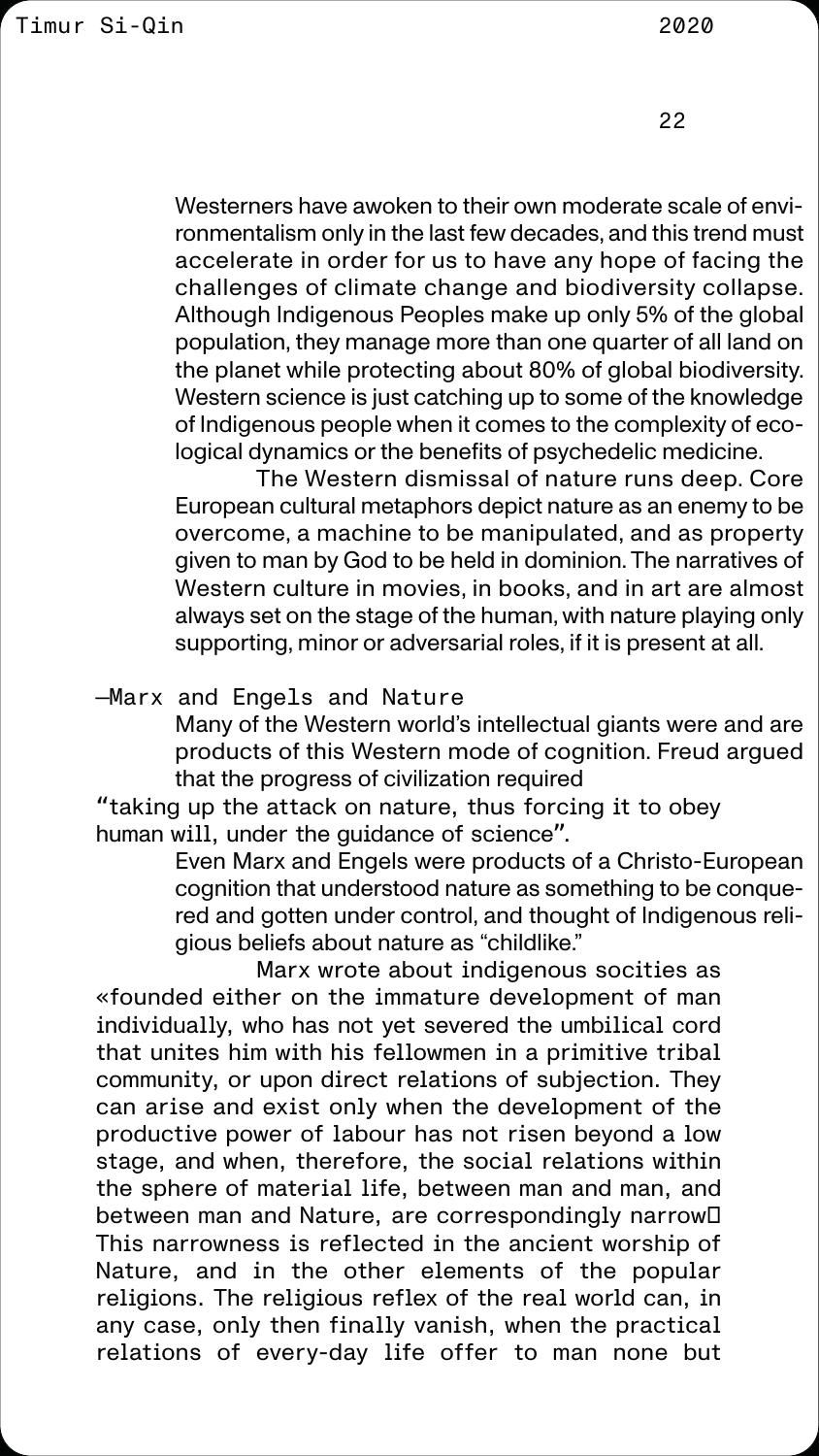Westerners have awoken to their own moderate scale of environmentalism only in the last few decades, and this trend must accelerate in order for us to have any hope of facing the challenges of climate change and biodiversity collapse. Although Indigenous Peoples make up only 5% of the global population, they manage more than one quarter of all land on the planet while protecting about 80% of global biodiversity. Western science is just catching up to some of the knowledge of Indigenous people when it comes to the complexity of ecological dynamics or the benefits of psychedelic medicine.

The Western dismissal of nature runs deep. Core European cultural metaphors depict nature as an enemy to be overcome, a machine to be manipulated, and as property given to man by God to be held in dominion. The narratives of Western culture in movies, in books, and in art are almost always set on the stage of the human, with nature playing only supporting, minor or adversarial roles, if it is present at all.

## —Marx and Engels and Nature

Many of the Western world's intellectual giants were and are products of this Western mode of cognition. Freud argued that the progress of civilization required

"taking up the attack on nature, thus forcing it to obey human will, under the guidance of science".

Even Marx and Engels were products of a Christo-European cognition that understood nature as something to be conquered and gotten under control, and thought of Indigenous religious beliefs about nature as "childlike."

Marx wrote about indigenous socities as «founded either on the immature development of man individually, who has not yet severed the umbilical cord that unites him with his fellowmen in a primitive tribal community, or upon direct relations of subjection. They can arise and exist only when the development of the productive power of labour has not risen beyond a low stage, and when, therefore, the social relations within the sphere of material life, between man and man, and between man and Nature, are correspondingly narrow. This narrowness is reflected in the ancient worship of Nature, and in the other elements of the popular religions. The religious reflex of the real world can, in any case, only then finally vanish, when the practical relations of every-day life offer to man none but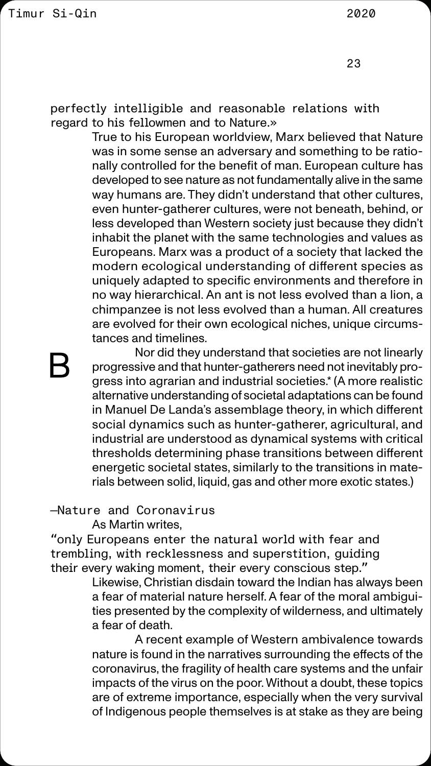perfectly intelligible and reasonable relations with regard to his fellowmen and to Nature.»

True to his European worldview, Marx believed that Nature was in some sense an adversary and something to be rationally controlled for the benefit of man. European culture has developed to see nature as not fundamentally alive in the same way humans are. They didn't understand that other cultures, even hunter-gatherer cultures, were not beneath, behind, or less developed than Western society just because they didn't inhabit the planet with the same technologies and values as Europeans. Marx was a product of a society that lacked the modern ecological understanding of different species as uniquely adapted to specific environments and therefore in no way hierarchical. An ant is not less evolved than a lion, a chimpanzee is not less evolved than a human. All creatures are evolved for their own ecological niches, unique circumstances and timelines.

B

Nor did they understand that societies are not linearly progressive and that hunter-gatherers need not inevitably progress into agrarian and industrial societies.* (A more realistic alternative understanding of societal adaptations can be found in Manuel De Landa's assemblage theory, in which different social dynamics such as hunter-gatherer, agricultural, and industrial are understood as dynamical systems with critical thresholds determining phase transitions between different energetic societal states, similarly to the transitions in materials between solid, liquid, gas and other more exotic states.)

—Nature and Coronavirus

As Martin writes,

"only Europeans enter the natural world with fear and trembling, with recklessness and superstition, guiding their every waking moment, their every conscious step."

Likewise, Christian disdain toward the Indian has always been a fear of material nature herself. A fear of the moral ambiguities presented by the complexity of wilderness, and ultimately a fear of death.

A recent example of Western ambivalence towards nature is found in the narratives surrounding the effects of the coronavirus, the fragility of health care systems and the unfair impacts of the virus on the poor. Without a doubt, these topics are of extreme importance, especially when the very survival of Indigenous people themselves is at stake as they are being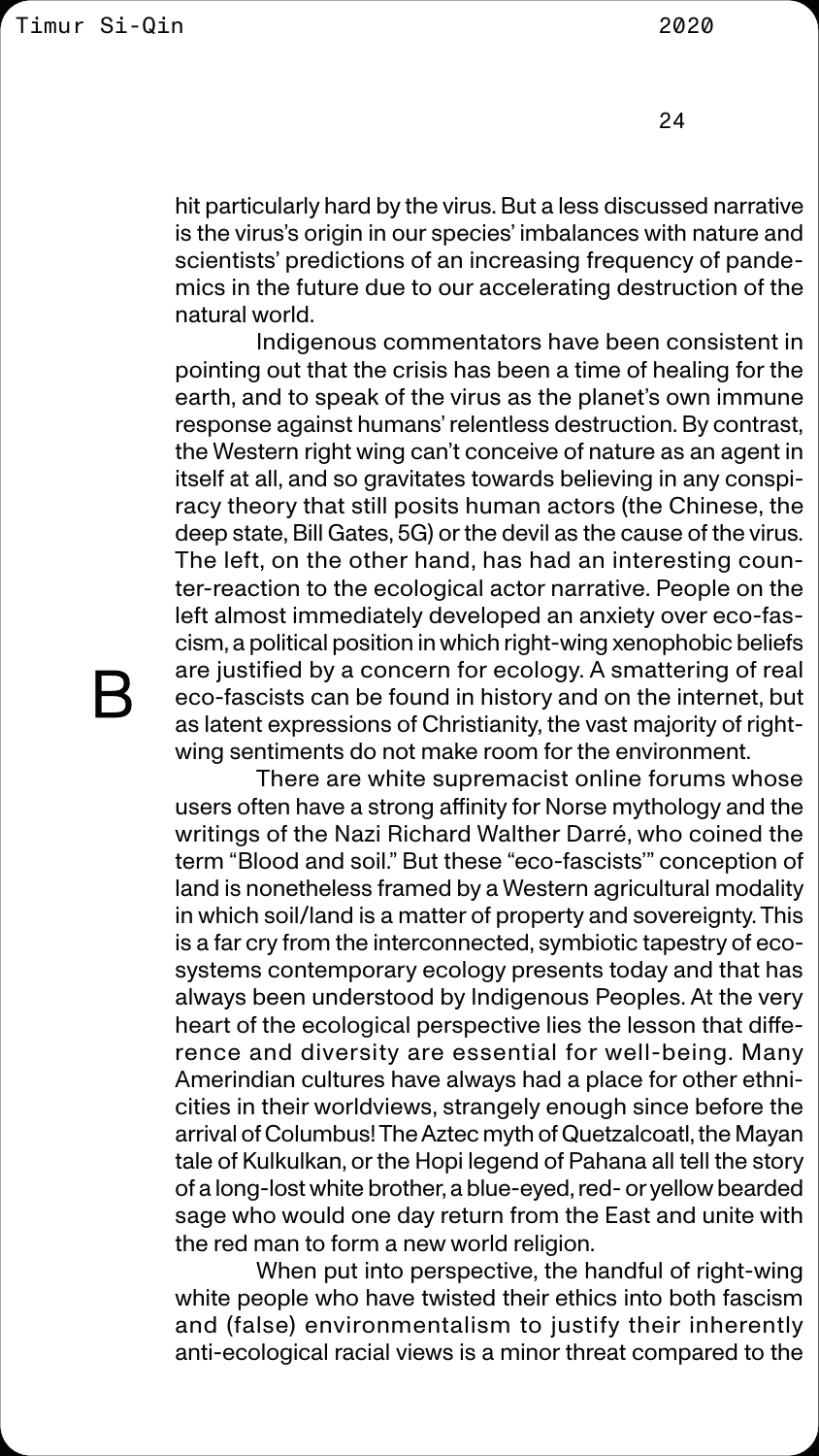hit particularly hard by the virus. But a less discussed narrative is the virus's origin in our species' imbalances with nature and scientists' predictions of an increasing frequency of pandemics in the future due to our accelerating destruction of the natural world.

Indigenous commentators have been consistent in pointing out that the crisis has been a time of healing for the earth, and to speak of the virus as the planet's own immune response against humans' relentless destruction. By contrast, the Western right wing can't conceive of nature as an agent in itself at all, and so gravitates towards believing in any conspiracy theory that still posits human actors (the Chinese, the deep state, Bill Gates, 5G) or the devil as the cause of the virus. The left, on the other hand, has had an interesting counter-reaction to the ecological actor narrative. People on the left almost immediately developed an anxiety over eco-fascism, a political position in which right-wing xenophobic beliefs are justified by a concern for ecology. A smattering of real eco-fascists can be found in history and on the internet, but as latent expressions of Christianity, the vast majority of right-wing sentiments do not make room for the environment.

B

There are white supremacist online forums whose users often have a strong affinity for Norse mythology and the writings of the Nazi Richard Walther Darré, who coined the term "Blood and soil." But these "eco-fascists'" conception of land is nonetheless framed by a Western agricultural modality in which soil/land is a matter of property and sovereignty. This is a far cry from the interconnected, symbiotic tapestry of ecosystems contemporary ecology presents today and that has always been understood by Indigenous Peoples. At the very heart of the ecological perspective lies the lesson that difference and diversity are essential for well-being. Many Amerindian cultures have always had a place for other ethnicities in their worldviews, strangely enough since before the arrival of Columbus! The Aztec myth of Quetzalcoatl, the Mayan tale of Kulkulkan, or the Hopi legend of Pahana all tell the story of a long-lost white brother, a blue-eyed, red- or yellow bearded sage who would one day return from the East and unite with the red man to form a new world religion.

When put into perspective, the handful of right-wing white people who have twisted their ethics into both fascism and (false) environmentalism to justify their inherently anti-ecological racial views is a minor threat compared to the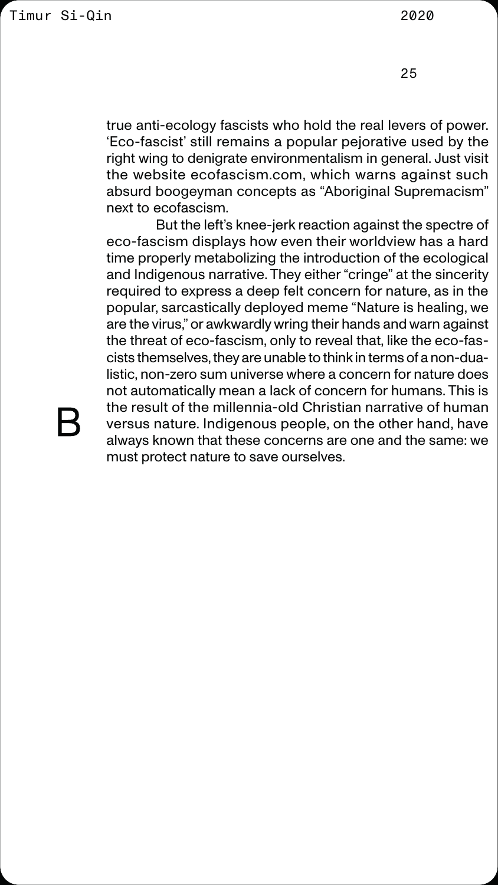true anti-ecology fascists who hold the real levers of power. 'Eco-fascist' still remains a popular pejorative used by the right wing to denigrate environmentalism in general. Just visit the website ecofascism.com, which warns against such absurd boogeyman concepts as "Aboriginal Supremacism" next to ecofascism.

But the left's knee-jerk reaction against the spectre of eco-fascism displays how even their worldview has a hard time properly metabolizing the introduction of the ecological and Indigenous narrative. They either "cringe" at the sincerity required to express a deep felt concern for nature, as in the popular, sarcastically deployed meme "Nature is healing, we are the virus," or awkwardly wring their hands and warn against the threat of eco-fascism, only to reveal that, like the eco-fascists themselves, they are unable to think in terms of a non-dualistic, non-zero sum universe where a concern for nature does not automatically mean a lack of concern for humans. This is the result of the millennia-old Christian narrative of human versus nature. Indigenous people, on the other hand, have always known that these concerns are one and the same: we must protect nature to save ourselves.

B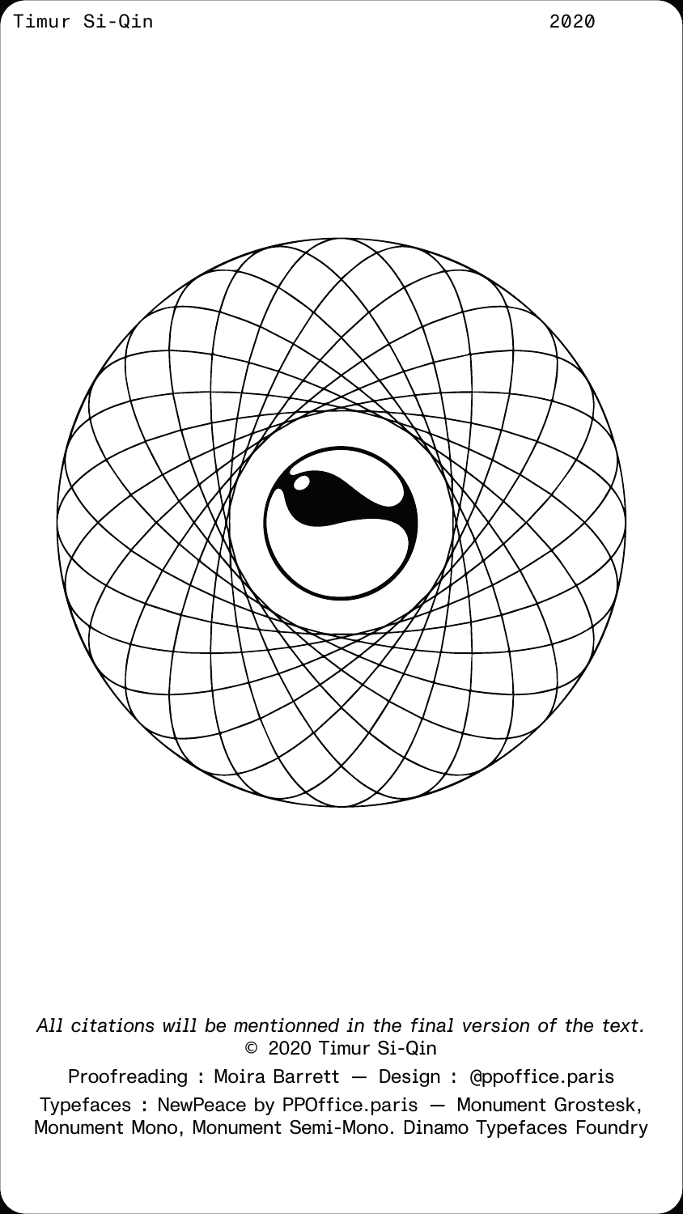*All citations will be mentionned in the final version of the text.*
© 2020 Timur Si-Qin

Proofreading : Moira Barrett — Design : @ppoffice.paris

Typefaces : NewPeace by PPOffice.paris — Monument Grostesk, Monument Mono, Monument Semi-Mono. Dinamo Typefaces Foundry